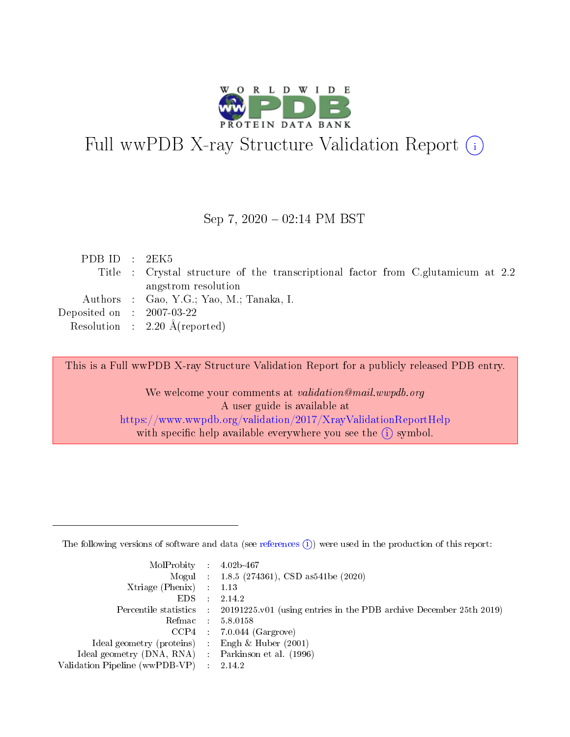# Full wwPDB X-ray Structure Validation Report

Sep 7, 2020 – 02:14 PM BST

PDB ID : 2EK5
Title : Crystal structure of the transcriptional factor from C.glutamicum at 2.2 angstrom resolution
Authors : Gao, Y.G.; Yao, M.; Tanaka, I.
Deposited on : 2007-03-22
Resolution : 2.20 Å(reported)

This is a Full wwPDB X-ray Structure Validation Report for a publicly released PDB entry.

We welcome your comments at *validation@mail.wwpdb.org*
A user guide is available at
https://www.wwpdb.org/validation/2017/XrayValidationReportHelp
with specific help available everywhere you see the (i) symbol.

---

The following versions of software and data (see references (i)) were used in the production of this report:

| | | |
|---|---|---|
| MolProbity | : | 4.02b-467 |
| Mogul | : | 1.8.5 (274361), CSD as541be (2020) |
| Xtriage (Phenix) | : | 1.13 |
| EDS | : | 2.14.2 |
| Percentile statistics | : | 20191225.v01 (using entries in the PDB archive December 25th 2019) |
| Refmac | : | 5.8.0158 |
| CCP4 | : | 7.0.044 (Gargrove) |
| Ideal geometry (proteins) | : | Engh & Huber (2001) |
| Ideal geometry (DNA, RNA) | : | Parkinson et al. (1996) |
| Validation Pipeline (wwPDB-VP) | : | 2.14.2 |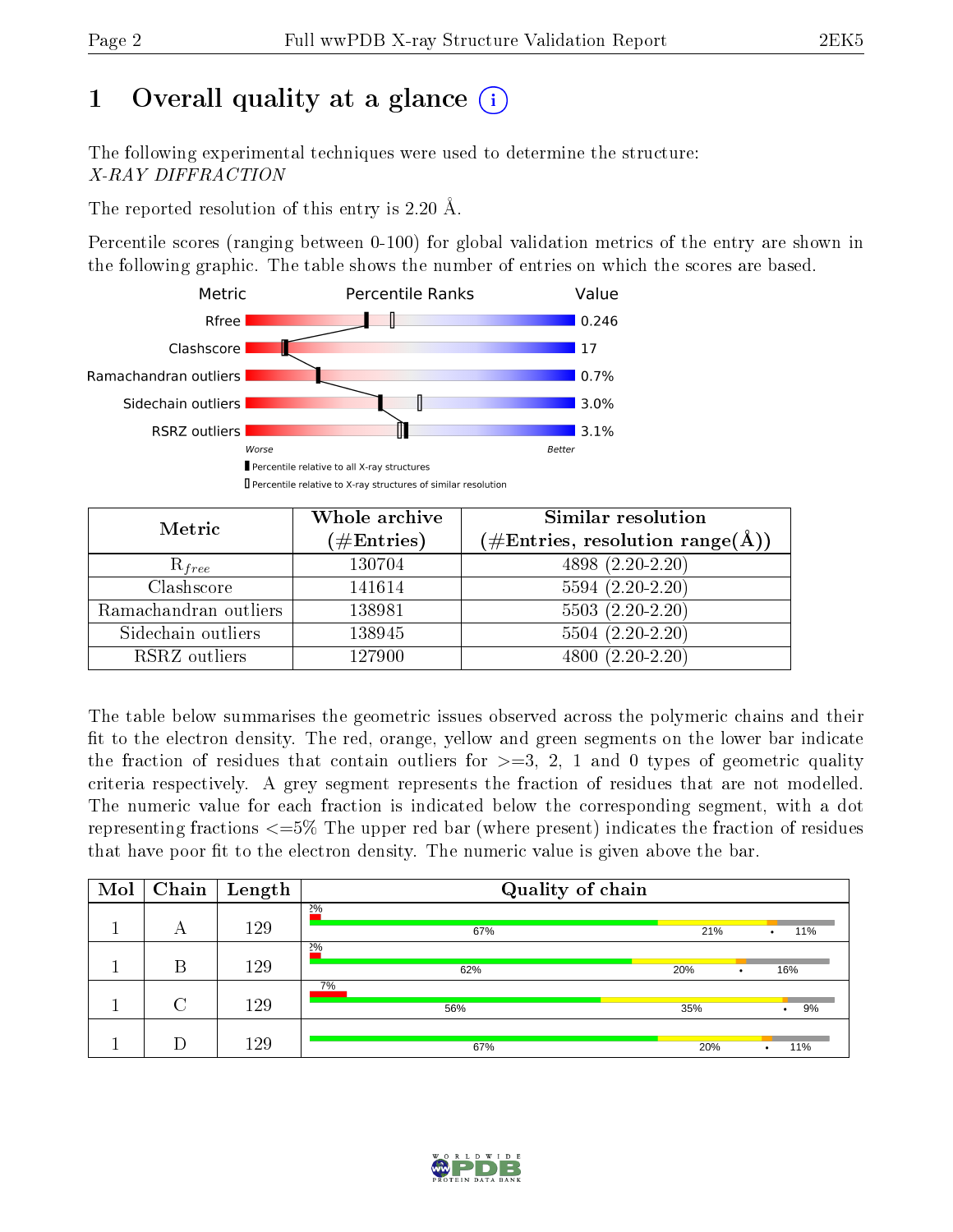# 1 Overall quality at a glance (i)

The following experimental techniques were used to determine the structure:
*X-RAY DIFFRACTION*

The reported resolution of this entry is 2.20 Å.

Percentile scores (ranging between 0-100) for global validation metrics of the entry are shown in the following graphic. The table shows the number of entries on which the scores are based.

Metric | Percentile Ranks | Value

Rfree 0.246

Clashscore 17

Ramachandran outliers 0.7%

Sidechain outliers 3.0%

RSRZ outliers 3.1%

Worse | Better

Percentile relative to all X-ray structures

Percentile relative to X-ray structures of similar resolution

| Metric | Whole archive (#Entries) | Similar resolution (#Entries, resolution range(Å)) |
|---|---|---|
| $R_{free}$ | 130704 | 4898 (2.20-2.20) |
| Clashscore | 141614 | 5594 (2.20-2.20) |
| Ramachandran outliers | 138981 | 5503 (2.20-2.20) |
| Sidechain outliers | 138945 | 5504 (2.20-2.20) |
| RSRZ outliers | 127900 | 4800 (2.20-2.20) |

The table below summarises the geometric issues observed across the polymeric chains and their fit to the electron density. The red, orange, yellow and green segments on the lower bar indicate the fraction of residues that contain outliers for >=3, 2, 1 and 0 types of geometric quality criteria respectively. A grey segment represents the fraction of residues that are not modelled. The numeric value for each fraction is indicated below the corresponding segment, with a dot representing fractions <=5% The upper red bar (where present) indicates the fraction of residues that have poor fit to the electron density. The numeric value is given above the bar.

| Mol | Chain | Length | Quality of chain |
|---|---|---|---|
| 1 | A | 129 | 2%; 67%, 21%, •, 11% |
| 1 | B | 129 | 2%; 62%, 20%, •, 16% |
| 1 | C | 129 | 7%; 56%, 35%, •, 9% |
| 1 | D | 129 | 67%, 20%, •, 11% |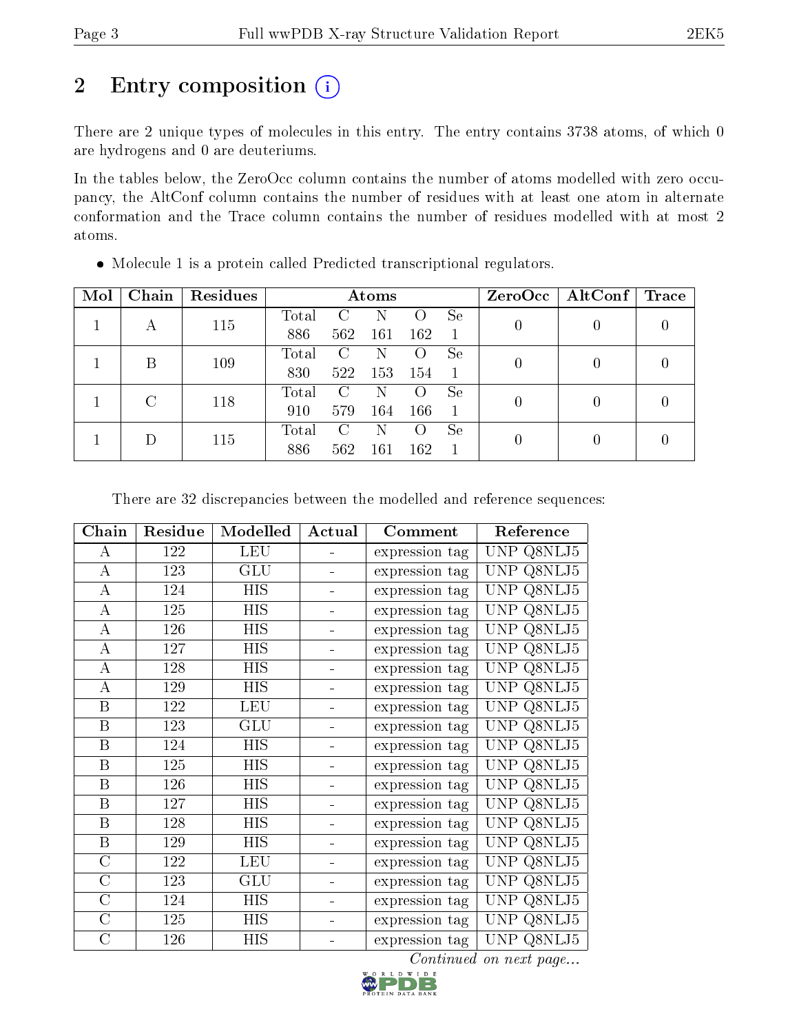# 2 Entry composition

There are 2 unique types of molecules in this entry. The entry contains 3738 atoms, of which 0 are hydrogens and 0 are deuteriums.

In the tables below, the ZeroOcc column contains the number of atoms modelled with zero occupancy, the AltConf column contains the number of residues with at least one atom in alternate conformation and the Trace column contains the number of residues modelled with at most 2 atoms.

- Molecule 1 is a protein called Predicted transcriptional regulators.

| Mol | Chain | Residues | Atoms | | | | | ZeroOcc | AltConf | Trace |
|---|---|---|---|---|---|---|---|---|---|---|
| 1 | A | 115 | Total 886 | C 562 | N 161 | O 162 | Se 1 | 0 | 0 | 0 |
| 1 | B | 109 | Total 830 | C 522 | N 153 | O 154 | Se 1 | 0 | 0 | 0 |
| 1 | C | 118 | Total 910 | C 579 | N 164 | O 166 | Se 1 | 0 | 0 | 0 |
| 1 | D | 115 | Total 886 | C 562 | N 161 | O 162 | Se 1 | 0 | 0 | 0 |

There are 32 discrepancies between the modelled and reference sequences:

| Chain | Residue | Modelled | Actual | Comment | Reference |
|---|---|---|---|---|---|
| A | 122 | LEU | - | expression tag | UNP Q8NLJ5 |
| A | 123 | GLU | - | expression tag | UNP Q8NLJ5 |
| A | 124 | HIS | - | expression tag | UNP Q8NLJ5 |
| A | 125 | HIS | - | expression tag | UNP Q8NLJ5 |
| A | 126 | HIS | - | expression tag | UNP Q8NLJ5 |
| A | 127 | HIS | - | expression tag | UNP Q8NLJ5 |
| A | 128 | HIS | - | expression tag | UNP Q8NLJ5 |
| A | 129 | HIS | - | expression tag | UNP Q8NLJ5 |
| B | 122 | LEU | - | expression tag | UNP Q8NLJ5 |
| B | 123 | GLU | - | expression tag | UNP Q8NLJ5 |
| B | 124 | HIS | - | expression tag | UNP Q8NLJ5 |
| B | 125 | HIS | - | expression tag | UNP Q8NLJ5 |
| B | 126 | HIS | - | expression tag | UNP Q8NLJ5 |
| B | 127 | HIS | - | expression tag | UNP Q8NLJ5 |
| B | 128 | HIS | - | expression tag | UNP Q8NLJ5 |
| B | 129 | HIS | - | expression tag | UNP Q8NLJ5 |
| C | 122 | LEU | - | expression tag | UNP Q8NLJ5 |
| C | 123 | GLU | - | expression tag | UNP Q8NLJ5 |
| C | 124 | HIS | - | expression tag | UNP Q8NLJ5 |
| C | 125 | HIS | - | expression tag | UNP Q8NLJ5 |
| C | 126 | HIS | - | expression tag | UNP Q8NLJ5 |

Continued on next page...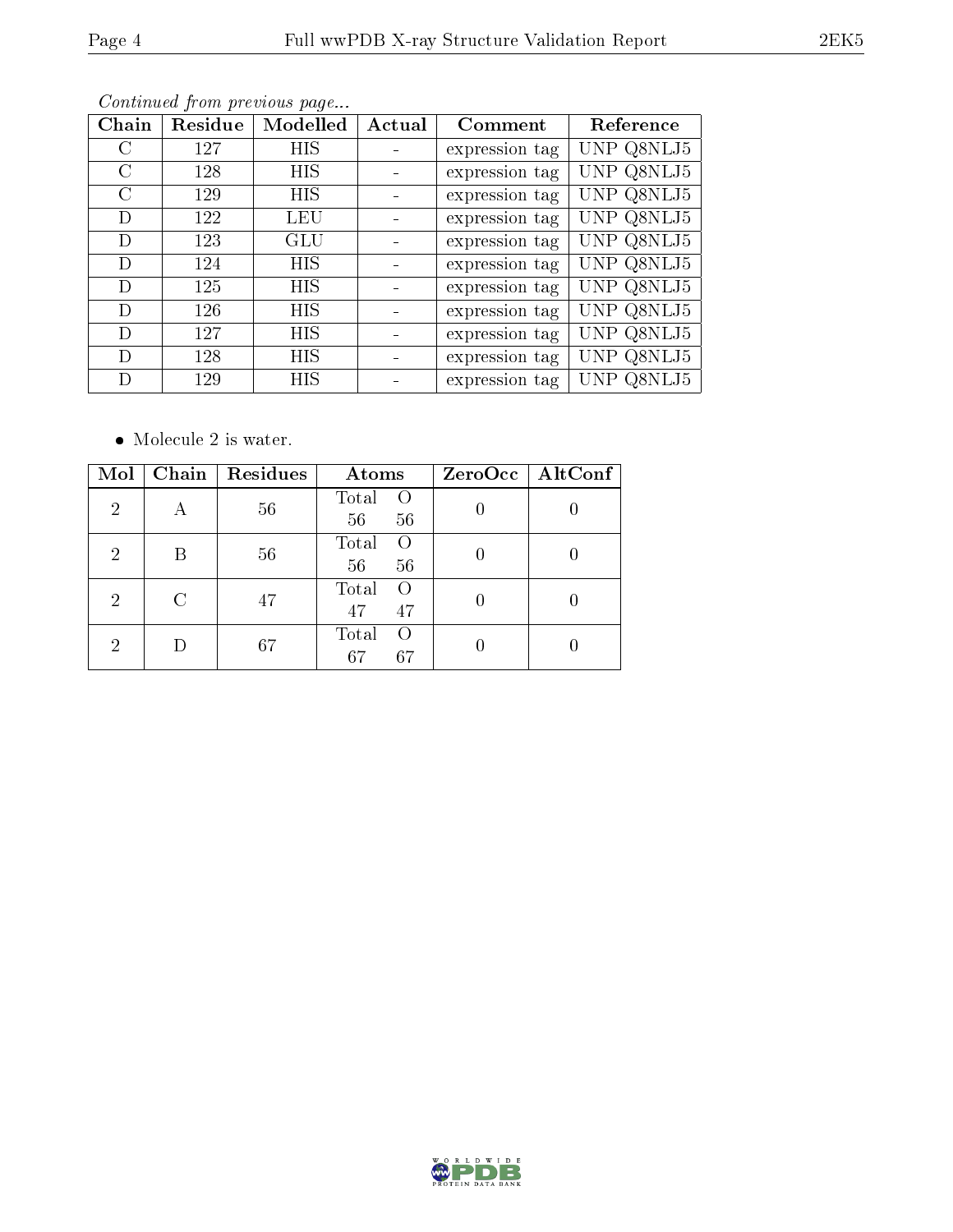*Continued from previous page...*

| Chain | Residue | Modelled | Actual | Comment | Reference |
|---|---|---|---|---|---|
| C | 127 | HIS | - | expression tag | UNP Q8NLJ5 |
| C | 128 | HIS | - | expression tag | UNP Q8NLJ5 |
| C | 129 | HIS | - | expression tag | UNP Q8NLJ5 |
| D | 122 | LEU | - | expression tag | UNP Q8NLJ5 |
| D | 123 | GLU | - | expression tag | UNP Q8NLJ5 |
| D | 124 | HIS | - | expression tag | UNP Q8NLJ5 |
| D | 125 | HIS | - | expression tag | UNP Q8NLJ5 |
| D | 126 | HIS | - | expression tag | UNP Q8NLJ5 |
| D | 127 | HIS | - | expression tag | UNP Q8NLJ5 |
| D | 128 | HIS | - | expression tag | UNP Q8NLJ5 |
| D | 129 | HIS | - | expression tag | UNP Q8NLJ5 |

- Molecule 2 is water.

| Mol | Chain | Residues | Atoms | | ZeroOcc | AltConf |
|---|---|---|---|---|---|---|
| 2 | A | 56 | Total 56 | O 56 | 0 | 0 |
| 2 | B | 56 | Total 56 | O 56 | 0 | 0 |
| 2 | C | 47 | Total 47 | O 47 | 0 | 0 |
| 2 | D | 67 | Total 67 | O 67 | 0 | 0 |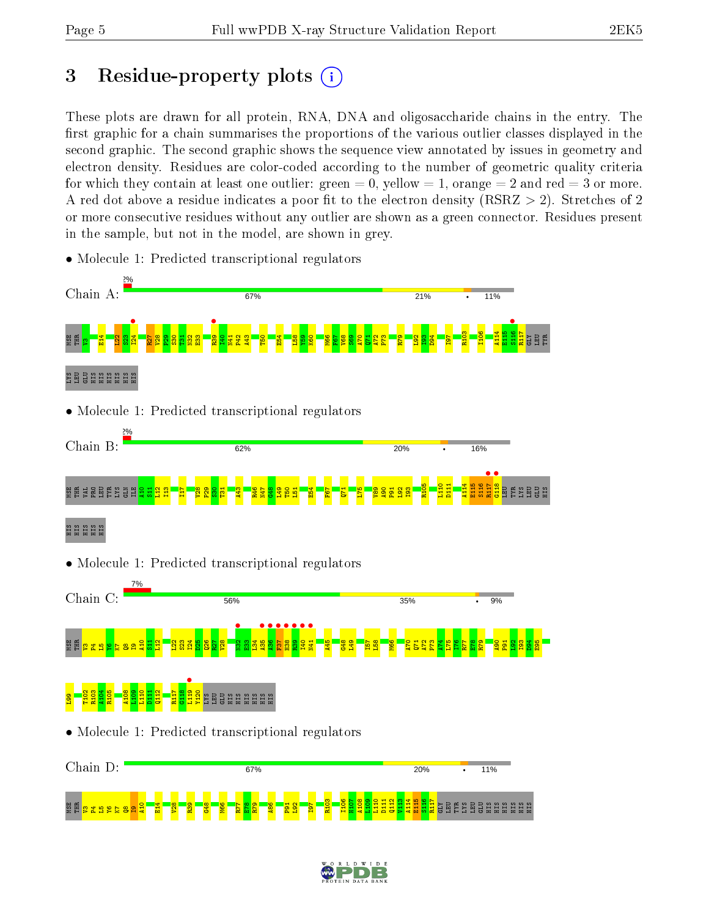# 3 Residue-property plots

These plots are drawn for all protein, RNA, DNA and oligosaccharide chains in the entry. The first graphic for a chain summarises the proportions of the various outlier classes displayed in the second graphic. The second graphic shows the sequence view annotated by issues in geometry and electron density. Residues are color-coded according to the number of geometric quality criteria for which they contain at least one outlier: green = 0, yellow = 1, orange = 2 and red = 3 or more. A red dot above a residue indicates a poor fit to the electron density (RSRZ > 2). Stretches of 2 or more consecutive residues without any outlier are shown as a green connector. Residues present in the sample, but not in the model, are shown in grey.

- Molecule 1: Predicted transcriptional regulators

Chain A:

2%

67%

21%

•

11%

MSE THR V3 E14 L22 S23 I24 R27 V28 P29 S30 T31 N32 E33 R39 I40 N41 P42 A43 T50 E54 L58 Y59 K60 M66 F67 V68 S69 A71 Q71 A72 P73 R79 L92 I93 D94 I97 R103 I106 A114 E115 S116 R117 GLY LEU TYR LYS LEU GLU HIS HIS HIS HIS HIS HIS

- Molecule 1: Predicted transcriptional regulators

Chain B:

2%

62%

20%

•

16%

MSE THR VAL PRO LEU TYR LYS GLN ILE A10 S11 L12 I13 I17 V28 P29 S30 T31 A43 R46 N47 G48 L49 T50 L51 E54 F67 Q71 L75 V80 A90 P91 L92 I93 R105 L110 D111 A114 E115 S116 R117 G118 LEU TYR LYS LEU GLU HIS HIS HIS HIS HIS HIS

- Molecule 1: Predicted transcriptional regulators

Chain C:

7%

56%

35%

•

9%

MSE THR V3 P4 L5 Y6 K7 Q8 I9 A10 S11 L12 L22 S23 I24 D25 Q26 R27 V28 R32 E33 I34 A35 A36 F37 H38 R39 I40 N41 A45 G48 L49 I57 L58 M66 A70 Q71 A72 P73 A74 L75 I76 R77 E78 R79 A90 P91 L92 I93 D94 E95 L99 T102 R103 A104 R105 A108 L109 L110 D111 Q112 R117 G118 L119 Y120 LYS LEU GLU HIS HIS HIS HIS HIS HIS

- Molecule 1: Predicted transcriptional regulators

Chain D:

67%

20%

•

11%

MSE THR V3 P4 L5 Y6 K7 Q8 I9 A10 E14 V28 R39 G48 M66 R77 E78 R79 A86 P91 L92 I97 R103 I106 H107 A108 L109 L110 D111 Q112 V113 A114 E115 S116 R117 GLY LEU TYR LYS LEU GLU HIS HIS HIS HIS HIS HIS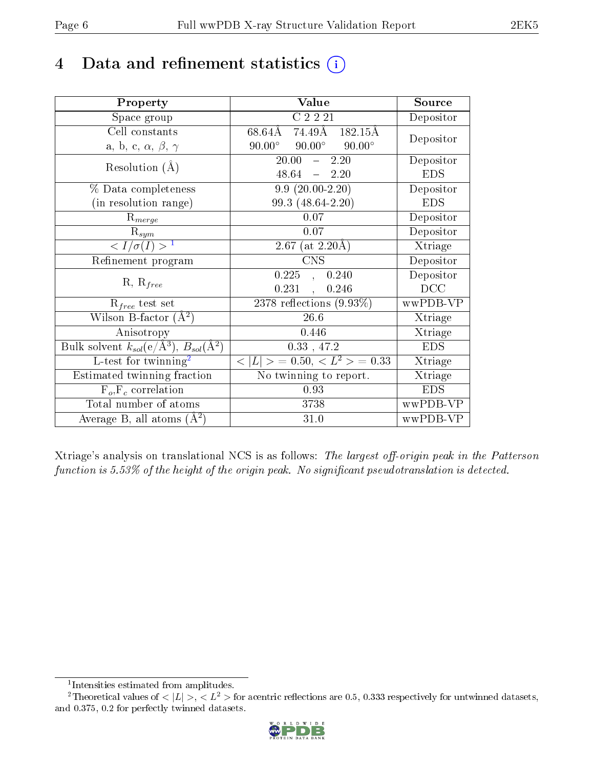# 4 Data and refinement statistics (i)

| Property | Value | Source |
|---|---|---|
| Space group | C 2 2 21 | Depositor |
| Cell constants<br>a, b, c, $\alpha$, $\beta$, $\gamma$ | 68.64Å 74.49Å 182.15Å<br>90.00° 90.00° 90.00° | Depositor |
| Resolution (Å) | 20.00 – 2.20<br>48.64 – 2.20 | Depositor<br>EDS |
| % Data completeness<br>(in resolution range) | 9.9 (20.00-2.20)<br>99.3 (48.64-2.20) | Depositor<br>EDS |
| $R_{merge}$ | 0.07 | Depositor |
| $R_{sym}$ | 0.07 | Depositor |
| $< I/\sigma(I) >$ [1] | 2.67 (at 2.20Å) | Xtriage |
| Refinement program | CNS | Depositor |
| R, $R_{free}$ | 0.225 , 0.240<br>0.231 , 0.246 | Depositor<br>DCC |
| $R_{free}$ test set | 2378 reflections (9.93%) | wwPDB-VP |
| Wilson B-factor (Å$^2$) | 26.6 | Xtriage |
| Anisotropy | 0.446 | Xtriage |
| Bulk solvent $k_{sol}$(e/Å$^3$), $B_{sol}$(Å$^2$) | 0.33 , 47.2 | EDS |
| L-test for twinning[2] | $< \vert L \vert >$ = 0.50, $< L^2 >$ = 0.33 | Xtriage |
| Estimated twinning fraction | No twinning to report. | Xtriage |
| $F_o$,$F_c$ correlation | 0.93 | EDS |
| Total number of atoms | 3738 | wwPDB-VP |
| Average B, all atoms (Å$^2$) | 31.0 | wwPDB-VP |

Xtriage's analysis on translational NCS is as follows: *The largest off-origin peak in the Patterson function is 5.53% of the height of the origin peak. No significant pseudotranslation is detected.*

[1] Intensities estimated from amplitudes.

[2] Theoretical values of $< |L| >$, $< L^2 >$ for acentric reflections are 0.5, 0.333 respectively for untwinned datasets, and 0.375, 0.2 for perfectly twinned datasets.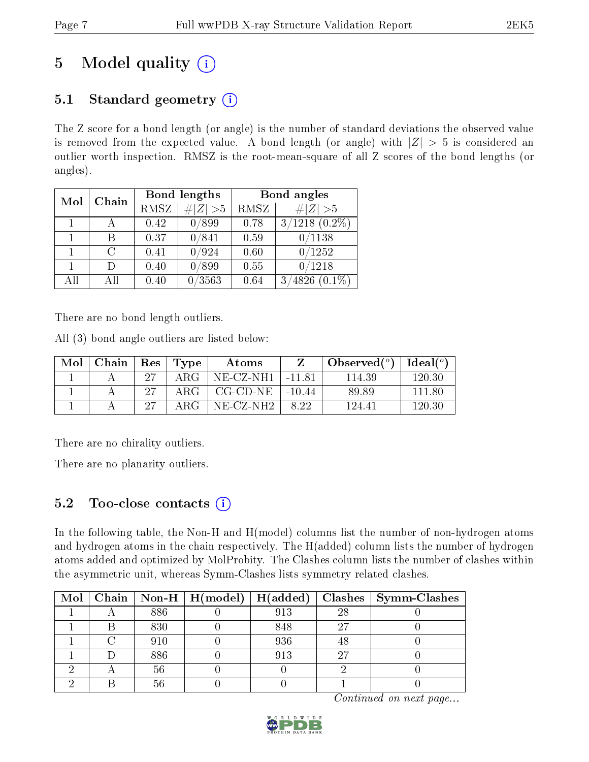# 5 Model quality (i)

## 5.1 Standard geometry (i)

The Z score for a bond length (or angle) is the number of standard deviations the observed value is removed from the expected value. A bond length (or angle) with $|Z| > 5$ is considered an outlier worth inspection. RMSZ is the root-mean-square of all Z scores of the bond lengths (or angles).

| Mol | Chain | Bond lengths | | Bond angles | |
|---|---|---|---|---|---|
| | | RMSZ | #\|Z\| >5 | RMSZ | #\|Z\| >5 |
| 1 | A | 0.42 | 0/899 | 0.78 | 3/1218 (0.2%) |
| 1 | B | 0.37 | 0/841 | 0.59 | 0/1138 |
| 1 | C | 0.41 | 0/924 | 0.60 | 0/1252 |
| 1 | D | 0.40 | 0/899 | 0.55 | 0/1218 |
| All | All | 0.40 | 0/3563 | 0.64 | 3/4826 (0.1%) |

There are no bond length outliers.

All (3) bond angle outliers are listed below:

| Mol | Chain | Res | Type | Atoms | Z | Observed(°) | Ideal(°) |
|---|---|---|---|---|---|---|---|
| 1 | A | 27 | ARG | NE-CZ-NH1 | -11.81 | 114.39 | 120.30 |
| 1 | A | 27 | ARG | CG-CD-NE | -10.44 | 89.89 | 111.80 |
| 1 | A | 27 | ARG | NE-CZ-NH2 | 8.22 | 124.41 | 120.30 |

There are no chirality outliers.

There are no planarity outliers.

## 5.2 Too-close contacts (i)

In the following table, the Non-H and H(model) columns list the number of non-hydrogen atoms and hydrogen atoms in the chain respectively. The H(added) column lists the number of hydrogen atoms added and optimized by MolProbity. The Clashes column lists the number of clashes within the asymmetric unit, whereas Symm-Clashes lists symmetry related clashes.

| Mol | Chain | Non-H | H(model) | H(added) | Clashes | Symm-Clashes |
|---|---|---|---|---|---|---|
| 1 | A | 886 | 0 | 913 | 28 | 0 |
| 1 | B | 830 | 0 | 848 | 27 | 0 |
| 1 | C | 910 | 0 | 936 | 48 | 0 |
| 1 | D | 886 | 0 | 913 | 27 | 0 |
| 2 | A | 56 | 0 | 0 | 2 | 0 |
| 2 | B | 56 | 0 | 0 | 1 | 0 |

*Continued on next page...*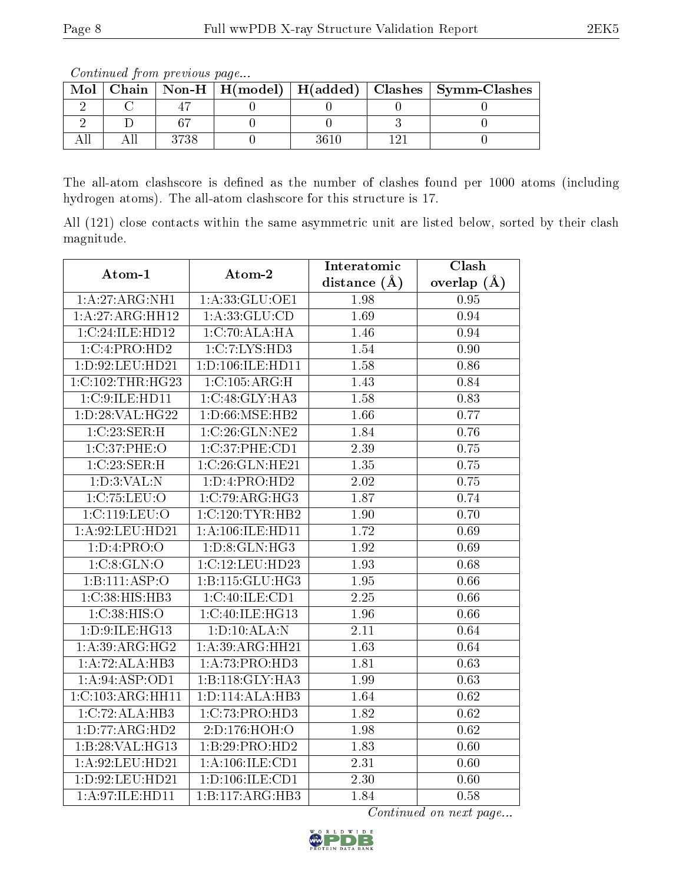*Continued from previous page...*

| Mol | Chain | Non-H | H(model) | H(added) | Clashes | Symm-Clashes |
|---|---|---|---|---|---|---|
| 2 | C | 47 | 0 | 0 | 0 | 0 |
| 2 | D | 67 | 0 | 0 | 3 | 0 |
| All | All | 3738 | 0 | 3610 | 121 | 0 |

The all-atom clashscore is defined as the number of clashes found per 1000 atoms (including hydrogen atoms). The all-atom clashscore for this structure is 17.

All (121) close contacts within the same asymmetric unit are listed below, sorted by their clash magnitude.

| Atom-1 | Atom-2 | Interatomic distance (Å) | Clash overlap (Å) |
|---|---|---|---|
| 1:A:27:ARG:NH1 | 1:A:33:GLU:OE1 | 1.98 | 0.95 |
| 1:A:27:ARG:HH12 | 1:A:33:GLU:CD | 1.69 | 0.94 |
| 1:C:24:ILE:HD12 | 1:C:70:ALA:HA | 1.46 | 0.94 |
| 1:C:4:PRO:HD2 | 1:C:7:LYS:HD3 | 1.54 | 0.90 |
| 1:D:92:LEU:HD21 | 1:D:106:ILE:HD11 | 1.58 | 0.86 |
| 1:C:102:THR:HG23 | 1:C:105:ARG:H | 1.43 | 0.84 |
| 1:C:9:ILE:HD11 | 1:C:48:GLY:HA3 | 1.58 | 0.83 |
| 1:D:28:VAL:HG22 | 1:D:66:MSE:HB2 | 1.66 | 0.77 |
| 1:C:23:SER:H | 1:C:26:GLN:NE2 | 1.84 | 0.76 |
| 1:C:37:PHE:O | 1:C:37:PHE:CD1 | 2.39 | 0.75 |
| 1:C:23:SER:H | 1:C:26:GLN:HE21 | 1.35 | 0.75 |
| 1:D:3:VAL:N | 1:D:4:PRO:HD2 | 2.02 | 0.75 |
| 1:C:75:LEU:O | 1:C:79:ARG:HG3 | 1.87 | 0.74 |
| 1:C:119:LEU:O | 1:C:120:TYR:HB2 | 1.90 | 0.70 |
| 1:A:92:LEU:HD21 | 1:A:106:ILE:HD11 | 1.72 | 0.69 |
| 1:D:4:PRO:O | 1:D:8:GLN:HG3 | 1.92 | 0.69 |
| 1:C:8:GLN:O | 1:C:12:LEU:HD23 | 1.93 | 0.68 |
| 1:B:111:ASP:O | 1:B:115:GLU:HG3 | 1.95 | 0.66 |
| 1:C:38:HIS:HB3 | 1:C:40:ILE:CD1 | 2.25 | 0.66 |
| 1:C:38:HIS:O | 1:C:40:ILE:HG13 | 1.96 | 0.66 |
| 1:D:9:ILE:HG13 | 1:D:10:ALA:N | 2.11 | 0.64 |
| 1:A:39:ARG:HG2 | 1:A:39:ARG:HH21 | 1.63 | 0.64 |
| 1:A:72:ALA:HB3 | 1:A:73:PRO:HD3 | 1.81 | 0.63 |
| 1:A:94:ASP:OD1 | 1:B:118:GLY:HA3 | 1.99 | 0.63 |
| 1:C:103:ARG:HH11 | 1:D:114:ALA:HB3 | 1.64 | 0.62 |
| 1:C:72:ALA:HB3 | 1:C:73:PRO:HD3 | 1.82 | 0.62 |
| 1:D:77:ARG:HD2 | 2:D:176:HOH:O | 1.98 | 0.62 |
| 1:B:28:VAL:HG13 | 1:B:29:PRO:HD2 | 1.83 | 0.60 |
| 1:A:92:LEU:HD21 | 1:A:106:ILE:CD1 | 2.31 | 0.60 |
| 1:D:92:LEU:HD21 | 1:D:106:ILE:CD1 | 2.30 | 0.60 |
| 1:A:97:ILE:HD11 | 1:B:117:ARG:HB3 | 1.84 | 0.58 |

*Continued on next page...*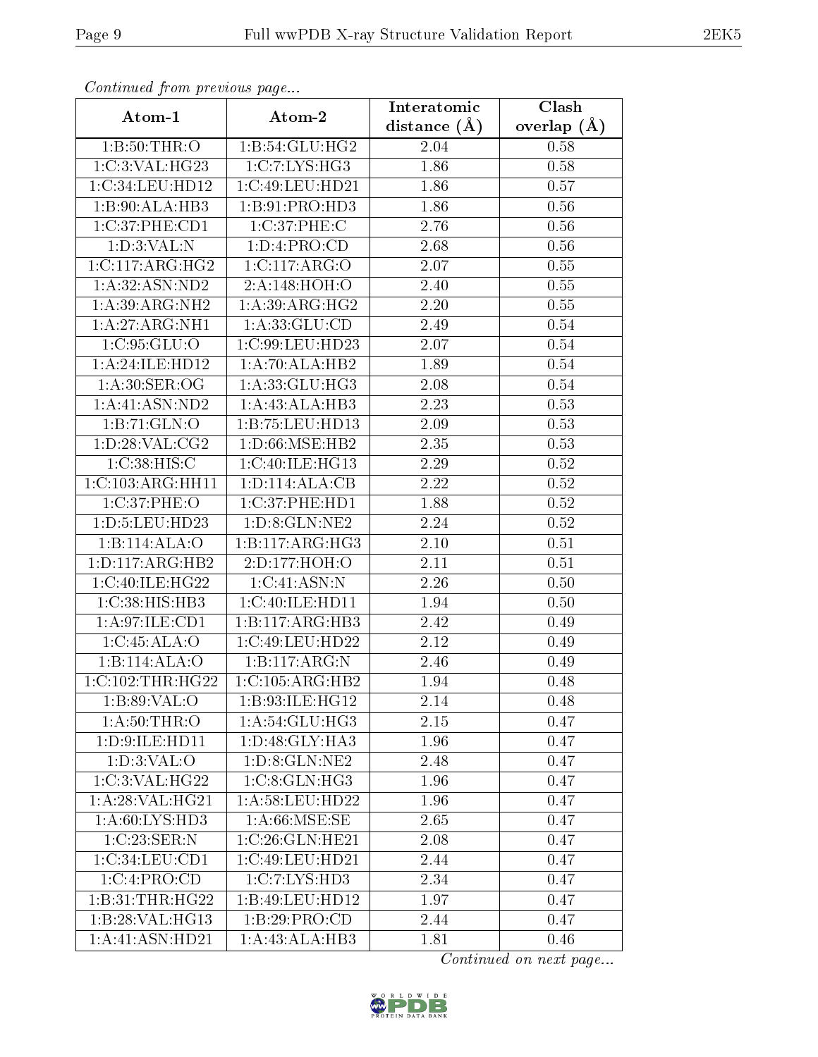*Continued from previous page...*

| Atom-1 | Atom-2 | Interatomic distance (Å) | Clash overlap (Å) |
|---|---|---|---|
| 1:B:50:THR:O | 1:B:54:GLU:HG2 | 2.04 | 0.58 |
| 1:C:3:VAL:HG23 | 1:C:7:LYS:HG3 | 1.86 | 0.58 |
| 1:C:34:LEU:HD12 | 1:C:49:LEU:HD21 | 1.86 | 0.57 |
| 1:B:90:ALA:HB3 | 1:B:91:PRO:HD3 | 1.86 | 0.56 |
| 1:C:37:PHE:CD1 | 1:C:37:PHE:C | 2.76 | 0.56 |
| 1:D:3:VAL:N | 1:D:4:PRO:CD | 2.68 | 0.56 |
| 1:C:117:ARG:HG2 | 1:C:117:ARG:O | 2.07 | 0.55 |
| 1:A:32:ASN:ND2 | 2:A:148:HOH:O | 2.40 | 0.55 |
| 1:A:39:ARG:NH2 | 1:A:39:ARG:HG2 | 2.20 | 0.55 |
| 1:A:27:ARG:NH1 | 1:A:33:GLU:CD | 2.49 | 0.54 |
| 1:C:95:GLU:O | 1:C:99:LEU:HD23 | 2.07 | 0.54 |
| 1:A:24:ILE:HD12 | 1:A:70:ALA:HB2 | 1.89 | 0.54 |
| 1:A:30:SER:OG | 1:A:33:GLU:HG3 | 2.08 | 0.54 |
| 1:A:41:ASN:ND2 | 1:A:43:ALA:HB3 | 2.23 | 0.53 |
| 1:B:71:GLN:O | 1:B:75:LEU:HD13 | 2.09 | 0.53 |
| 1:D:28:VAL:CG2 | 1:D:66:MSE:HB2 | 2.35 | 0.53 |
| 1:C:38:HIS:C | 1:C:40:ILE:HG13 | 2.29 | 0.52 |
| 1:C:103:ARG:HH11 | 1:D:114:ALA:CB | 2.22 | 0.52 |
| 1:C:37:PHE:O | 1:C:37:PHE:HD1 | 1.88 | 0.52 |
| 1:D:5:LEU:HD23 | 1:D:8:GLN:NE2 | 2.24 | 0.52 |
| 1:B:114:ALA:O | 1:B:117:ARG:HG3 | 2.10 | 0.51 |
| 1:D:117:ARG:HB2 | 2:D:177:HOH:O | 2.11 | 0.51 |
| 1:C:40:ILE:HG22 | 1:C:41:ASN:N | 2.26 | 0.50 |
| 1:C:38:HIS:HB3 | 1:C:40:ILE:HD11 | 1.94 | 0.50 |
| 1:A:97:ILE:CD1 | 1:B:117:ARG:HB3 | 2.42 | 0.49 |
| 1:C:45:ALA:O | 1:C:49:LEU:HD22 | 2.12 | 0.49 |
| 1:B:114:ALA:O | 1:B:117:ARG:N | 2.46 | 0.49 |
| 1:C:102:THR:HG22 | 1:C:105:ARG:HB2 | 1.94 | 0.48 |
| 1:B:89:VAL:O | 1:B:93:ILE:HG12 | 2.14 | 0.48 |
| 1:A:50:THR:O | 1:A:54:GLU:HG3 | 2.15 | 0.47 |
| 1:D:9:ILE:HD11 | 1:D:48:GLY:HA3 | 1.96 | 0.47 |
| 1:D:3:VAL:O | 1:D:8:GLN:NE2 | 2.48 | 0.47 |
| 1:C:3:VAL:HG22 | 1:C:8:GLN:HG3 | 1.96 | 0.47 |
| 1:A:28:VAL:HG21 | 1:A:58:LEU:HD22 | 1.96 | 0.47 |
| 1:A:60:LYS:HD3 | 1:A:66:MSE:SE | 2.65 | 0.47 |
| 1:C:23:SER:N | 1:C:26:GLN:HE21 | 2.08 | 0.47 |
| 1:C:34:LEU:CD1 | 1:C:49:LEU:HD21 | 2.44 | 0.47 |
| 1:C:4:PRO:CD | 1:C:7:LYS:HD3 | 2.34 | 0.47 |
| 1:B:31:THR:HG22 | 1:B:49:LEU:HD12 | 1.97 | 0.47 |
| 1:B:28:VAL:HG13 | 1:B:29:PRO:CD | 2.44 | 0.47 |
| 1:A:41:ASN:HD21 | 1:A:43:ALA:HB3 | 1.81 | 0.46 |

*Continued on next page...*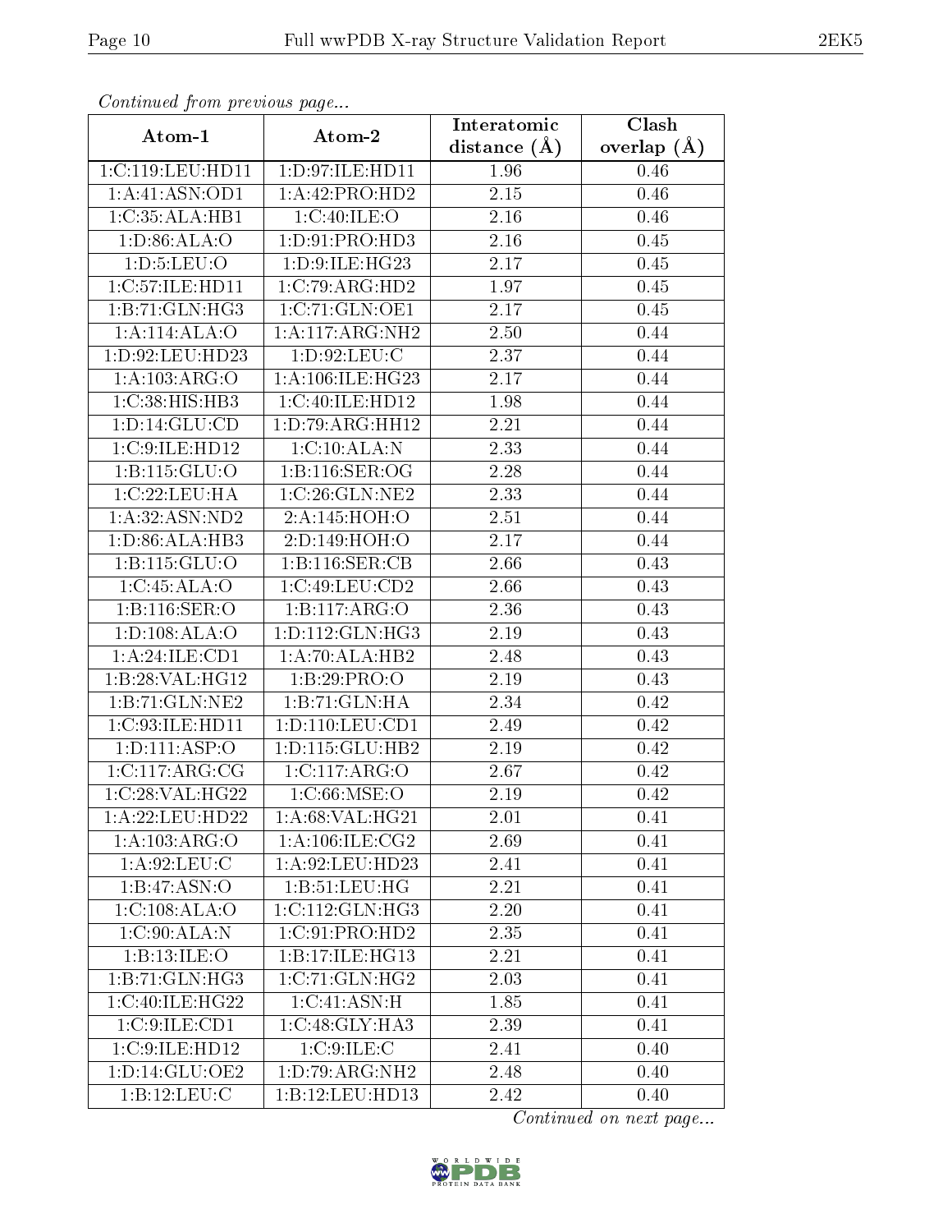*Continued from previous page...*

| Atom-1 | Atom-2 | Interatomic distance (Å) | Clash overlap (Å) |
|---|---|---|---|
| 1:C:119:LEU:HD11 | 1:D:97:ILE:HD11 | 1.96 | 0.46 |
| 1:A:41:ASN:OD1 | 1:A:42:PRO:HD2 | 2.15 | 0.46 |
| 1:C:35:ALA:HB1 | 1:C:40:ILE:O | 2.16 | 0.46 |
| 1:D:86:ALA:O | 1:D:91:PRO:HD3 | 2.16 | 0.45 |
| 1:D:5:LEU:O | 1:D:9:ILE:HG23 | 2.17 | 0.45 |
| 1:C:57:ILE:HD11 | 1:C:79:ARG:HD2 | 1.97 | 0.45 |
| 1:B:71:GLN:HG3 | 1:C:71:GLN:OE1 | 2.17 | 0.45 |
| 1:A:114:ALA:O | 1:A:117:ARG:NH2 | 2.50 | 0.44 |
| 1:D:92:LEU:HD23 | 1:D:92:LEU:C | 2.37 | 0.44 |
| 1:A:103:ARG:O | 1:A:106:ILE:HG23 | 2.17 | 0.44 |
| 1:C:38:HIS:HB3 | 1:C:40:ILE:HD12 | 1.98 | 0.44 |
| 1:D:14:GLU:CD | 1:D:79:ARG:HH12 | 2.21 | 0.44 |
| 1:C:9:ILE:HD12 | 1:C:10:ALA:N | 2.33 | 0.44 |
| 1:B:115:GLU:O | 1:B:116:SER:OG | 2.28 | 0.44 |
| 1:C:22:LEU:HA | 1:C:26:GLN:NE2 | 2.33 | 0.44 |
| 1:A:32:ASN:ND2 | 2:A:145:HOH:O | 2.51 | 0.44 |
| 1:D:86:ALA:HB3 | 2:D:149:HOH:O | 2.17 | 0.44 |
| 1:B:115:GLU:O | 1:B:116:SER:CB | 2.66 | 0.43 |
| 1:C:45:ALA:O | 1:C:49:LEU:CD2 | 2.66 | 0.43 |
| 1:B:116:SER:O | 1:B:117:ARG:O | 2.36 | 0.43 |
| 1:D:108:ALA:O | 1:D:112:GLN:HG3 | 2.19 | 0.43 |
| 1:A:24:ILE:CD1 | 1:A:70:ALA:HB2 | 2.48 | 0.43 |
| 1:B:28:VAL:HG12 | 1:B:29:PRO:O | 2.19 | 0.43 |
| 1:B:71:GLN:NE2 | 1:B:71:GLN:HA | 2.34 | 0.42 |
| 1:C:93:ILE:HD11 | 1:D:110:LEU:CD1 | 2.49 | 0.42 |
| 1:D:111:ASP:O | 1:D:115:GLU:HB2 | 2.19 | 0.42 |
| 1:C:117:ARG:CG | 1:C:117:ARG:O | 2.67 | 0.42 |
| 1:C:28:VAL:HG22 | 1:C:66:MSE:O | 2.19 | 0.42 |
| 1:A:22:LEU:HD22 | 1:A:68:VAL:HG21 | 2.01 | 0.41 |
| 1:A:103:ARG:O | 1:A:106:ILE:CG2 | 2.69 | 0.41 |
| 1:A:92:LEU:C | 1:A:92:LEU:HD23 | 2.41 | 0.41 |
| 1:B:47:ASN:O | 1:B:51:LEU:HG | 2.21 | 0.41 |
| 1:C:108:ALA:O | 1:C:112:GLN:HG3 | 2.20 | 0.41 |
| 1:C:90:ALA:N | 1:C:91:PRO:HD2 | 2.35 | 0.41 |
| 1:B:13:ILE:O | 1:B:17:ILE:HG13 | 2.21 | 0.41 |
| 1:B:71:GLN:HG3 | 1:C:71:GLN:HG2 | 2.03 | 0.41 |
| 1:C:40:ILE:HG22 | 1:C:41:ASN:H | 1.85 | 0.41 |
| 1:C:9:ILE:CD1 | 1:C:48:GLY:HA3 | 2.39 | 0.41 |
| 1:C:9:ILE:HD12 | 1:C:9:ILE:C | 2.41 | 0.40 |
| 1:D:14:GLU:OE2 | 1:D:79:ARG:NH2 | 2.48 | 0.40 |
| 1:B:12:LEU:C | 1:B:12:LEU:HD13 | 2.42 | 0.40 |

*Continued on next page...*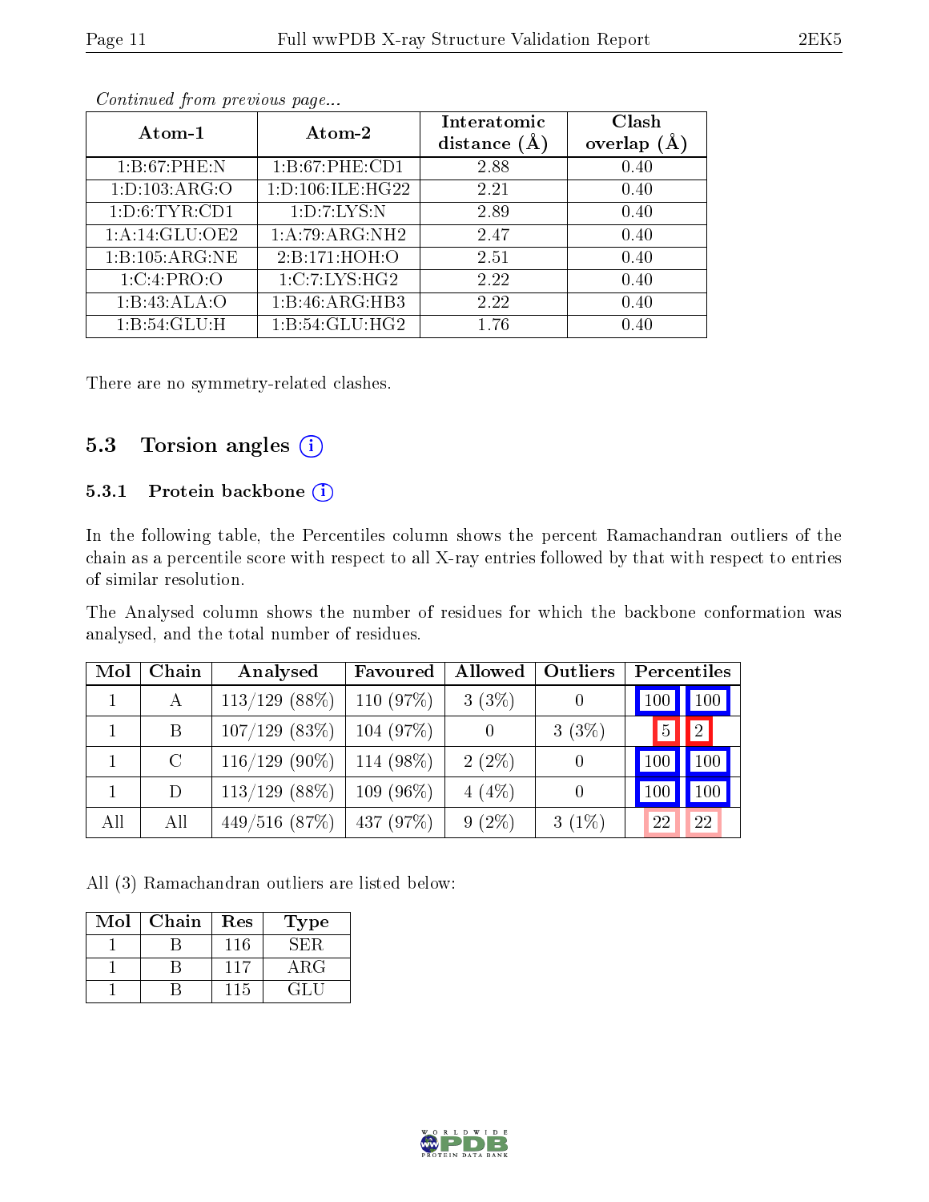*Continued from previous page...*

| Atom-1 | Atom-2 | Interatomic distance (Å) | Clash overlap (Å) |
|---|---|---|---|
| 1:B:67:PHE:N | 1:B:67:PHE:CD1 | 2.88 | 0.40 |
| 1:D:103:ARG:O | 1:D:106:ILE:HG22 | 2.21 | 0.40 |
| 1:D:6:TYR:CD1 | 1:D:7:LYS:N | 2.89 | 0.40 |
| 1:A:14:GLU:OE2 | 1:A:79:ARG:NH2 | 2.47 | 0.40 |
| 1:B:105:ARG:NE | 2:B:171:HOH:O | 2.51 | 0.40 |
| 1:C:4:PRO:O | 1:C:7:LYS:HG2 | 2.22 | 0.40 |
| 1:B:43:ALA:O | 1:B:46:ARG:HB3 | 2.22 | 0.40 |
| 1:B:54:GLU:H | 1:B:54:GLU:HG2 | 1.76 | 0.40 |

There are no symmetry-related clashes.

## 5.3 Torsion angles (i)

### 5.3.1 Protein backbone (i)

In the following table, the Percentiles column shows the percent Ramachandran outliers of the chain as a percentile score with respect to all X-ray entries followed by that with respect to entries of similar resolution.

The Analysed column shows the number of residues for which the backbone conformation was analysed, and the total number of residues.

| Mol | Chain | Analysed | Favoured | Allowed | Outliers | Percentiles | |
|---|---|---|---|---|---|---|---|
| 1 | A | 113/129 (88%) | 110 (97%) | 3 (3%) | 0 | 100 | 100 |
| 1 | B | 107/129 (83%) | 104 (97%) | 0 | 3 (3%) | 5 | 2 |
| 1 | C | 116/129 (90%) | 114 (98%) | 2 (2%) | 0 | 100 | 100 |
| 1 | D | 113/129 (88%) | 109 (96%) | 4 (4%) | 0 | 100 | 100 |
| All | All | 449/516 (87%) | 437 (97%) | 9 (2%) | 3 (1%) | 22 | 22 |

All (3) Ramachandran outliers are listed below:

| Mol | Chain | Res | Type |
|---|---|---|---|
| 1 | B | 116 | SER |
| 1 | B | 117 | ARG |
| 1 | B | 115 | GLU |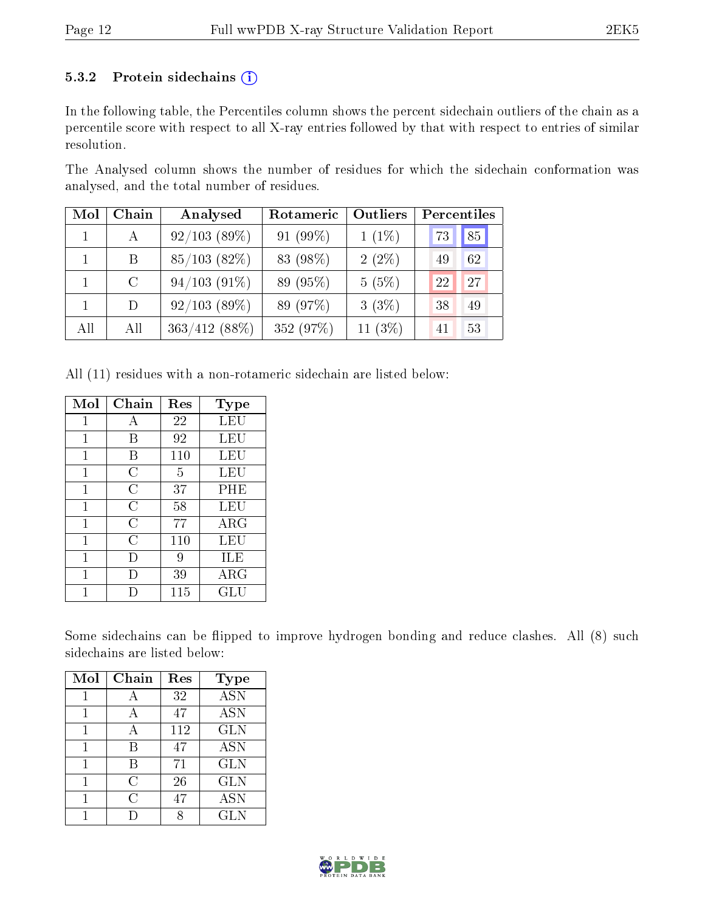### 5.3.2 Protein sidechains (i)

In the following table, the Percentiles column shows the percent sidechain outliers of the chain as a percentile score with respect to all X-ray entries followed by that with respect to entries of similar resolution.

The Analysed column shows the number of residues for which the sidechain conformation was analysed, and the total number of residues.

| Mol | Chain | Analysed | Rotameric | Outliers | Percentiles | |
|---|---|---|---|---|---|---|
| 1 | A | 92/103 (89%) | 91 (99%) | 1 (1%) | 73 | 85 |
| 1 | B | 85/103 (82%) | 83 (98%) | 2 (2%) | 49 | 62 |
| 1 | C | 94/103 (91%) | 89 (95%) | 5 (5%) | 22 | 27 |
| 1 | D | 92/103 (89%) | 89 (97%) | 3 (3%) | 38 | 49 |
| All | All | 363/412 (88%) | 352 (97%) | 11 (3%) | 41 | 53 |

All (11) residues with a non-rotameric sidechain are listed below:

| Mol | Chain | Res | Type |
|---|---|---|---|
| 1 | A | 22 | LEU |
| 1 | B | 92 | LEU |
| 1 | B | 110 | LEU |
| 1 | C | 5 | LEU |
| 1 | C | 37 | PHE |
| 1 | C | 58 | LEU |
| 1 | C | 77 | ARG |
| 1 | C | 110 | LEU |
| 1 | D | 9 | ILE |
| 1 | D | 39 | ARG |
| 1 | D | 115 | GLU |

Some sidechains can be flipped to improve hydrogen bonding and reduce clashes. All (8) such sidechains are listed below:

| Mol | Chain | Res | Type |
|---|---|---|---|
| 1 | A | 32 | ASN |
| 1 | A | 47 | ASN |
| 1 | A | 112 | GLN |
| 1 | B | 47 | ASN |
| 1 | B | 71 | GLN |
| 1 | C | 26 | GLN |
| 1 | C | 47 | ASN |
| 1 | D | 8 | GLN |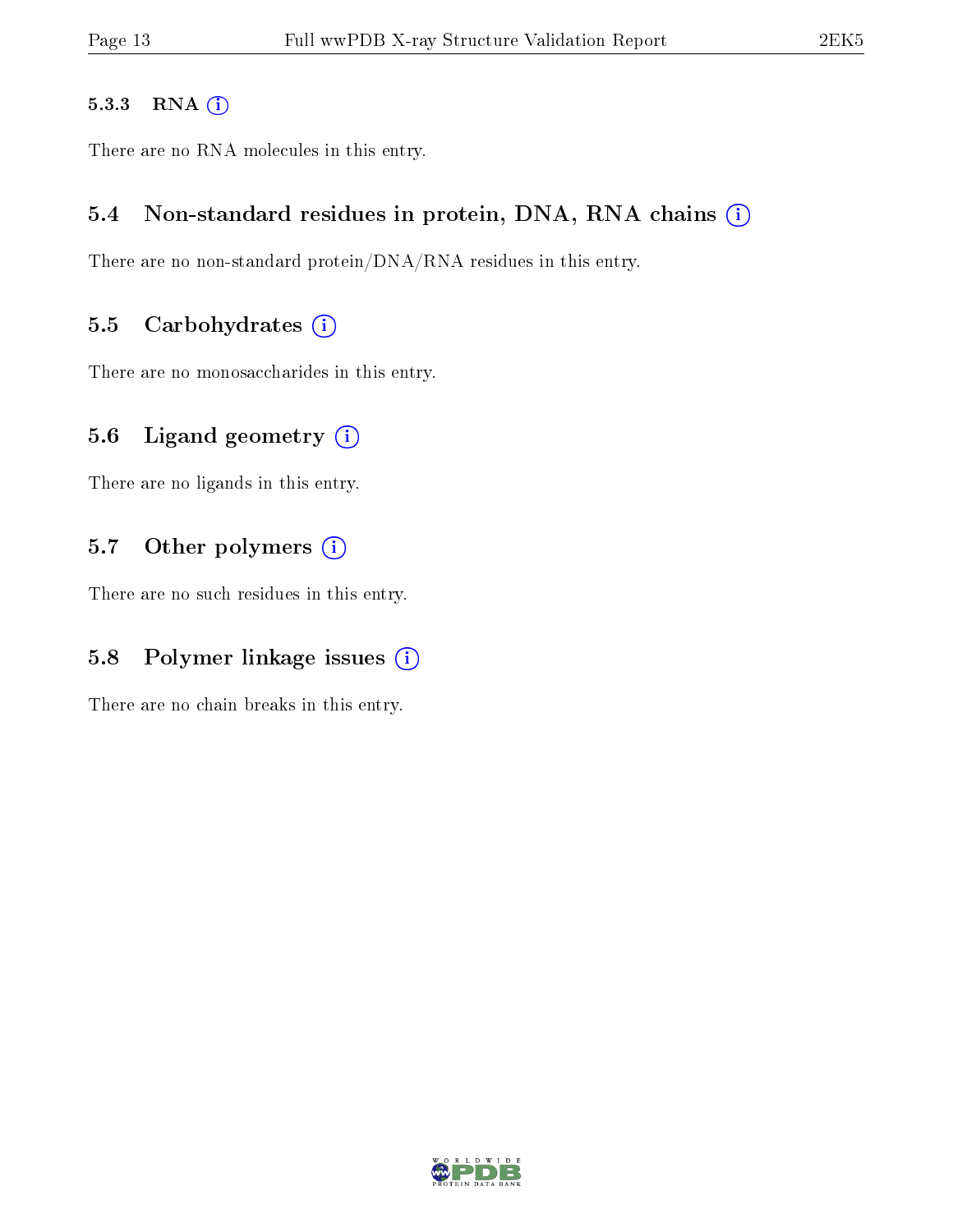#### 5.3.3 RNA

There are no RNA molecules in this entry.

### 5.4 Non-standard residues in protein, DNA, RNA chains

There are no non-standard protein/DNA/RNA residues in this entry.

### 5.5 Carbohydrates

There are no monosaccharides in this entry.

### 5.6 Ligand geometry

There are no ligands in this entry.

### 5.7 Other polymers

There are no such residues in this entry.

### 5.8 Polymer linkage issues

There are no chain breaks in this entry.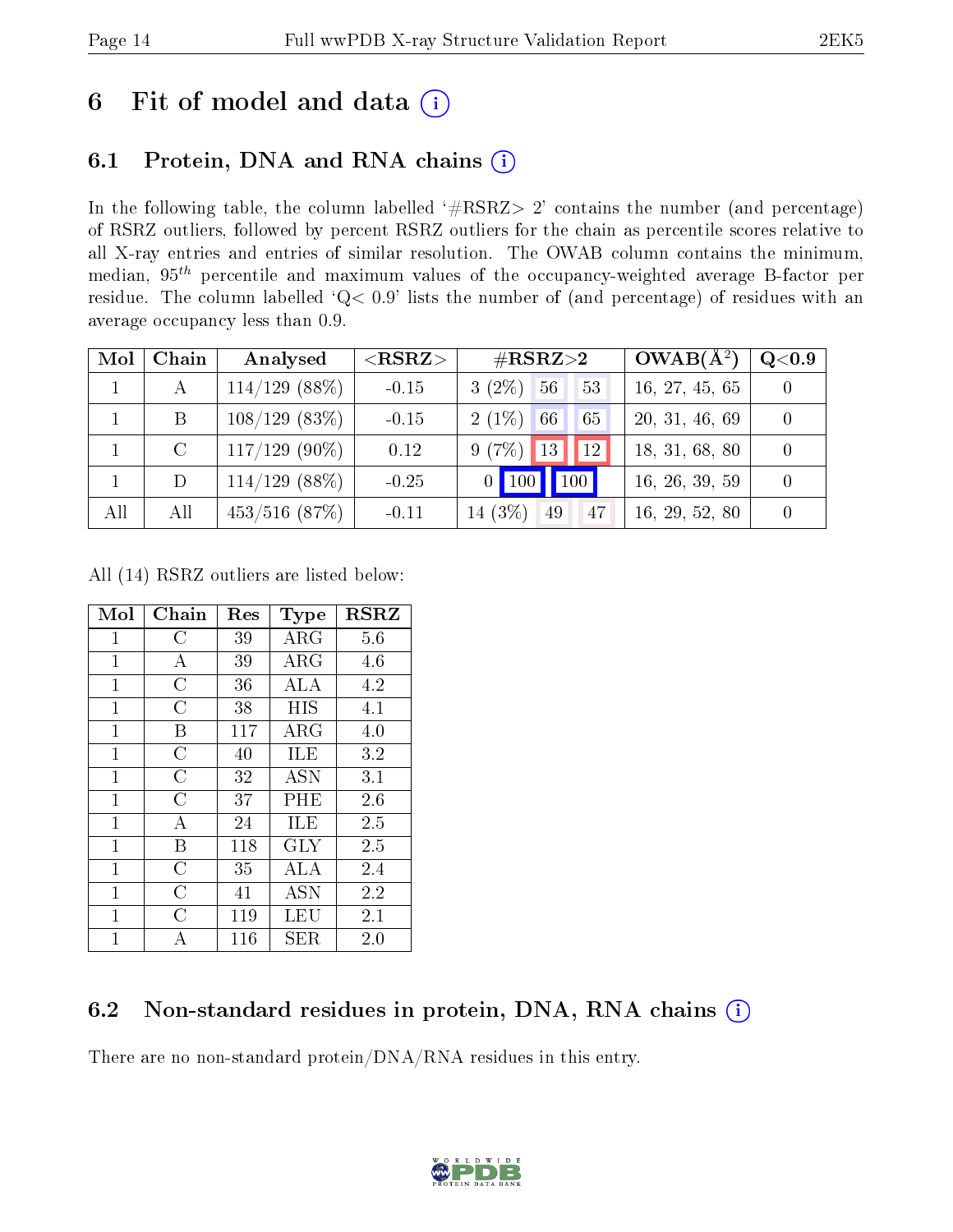# 6 Fit of model and data

## 6.1 Protein, DNA and RNA chains

In the following table, the column labelled '#RSRZ> 2' contains the number (and percentage) of RSRZ outliers, followed by percent RSRZ outliers for the chain as percentile scores relative to all X-ray entries and entries of similar resolution. The OWAB column contains the minimum, median, $95^{th}$ percentile and maximum values of the occupancy-weighted average B-factor per residue. The column labelled 'Q< 0.9' lists the number of (and percentage) of residues with an average occupancy less than 0.9.

| Mol | Chain | Analysed | <RSRZ> | #RSRZ>2 | | | OWAB(Å²) | Q<0.9 |
|---|---|---|---|---|---|---|---|---|
| 1 | A | 114/129 (88%) | -0.15 | 3 (2%) | 56 | 53 | 16, 27, 45, 65 | 0 |
| 1 | B | 108/129 (83%) | -0.15 | 2 (1%) | 66 | 65 | 20, 31, 46, 69 | 0 |
| 1 | C | 117/129 (90%) | 0.12 | 9 (7%) | 13 | 12 | 18, 31, 68, 80 | 0 |
| 1 | D | 114/129 (88%) | -0.25 | 0 | 100 | 100 | 16, 26, 39, 59 | 0 |
| All | All | 453/516 (87%) | -0.11 | 14 (3%) | 49 | 47 | 16, 29, 52, 80 | 0 |

All (14) RSRZ outliers are listed below:

| Mol | Chain | Res | Type | RSRZ |
|---|---|---|---|---|
| 1 | C | 39 | ARG | 5.6 |
| 1 | A | 39 | ARG | 4.6 |
| 1 | C | 36 | ALA | 4.2 |
| 1 | C | 38 | HIS | 4.1 |
| 1 | B | 117 | ARG | 4.0 |
| 1 | C | 40 | ILE | 3.2 |
| 1 | C | 32 | ASN | 3.1 |
| 1 | C | 37 | PHE | 2.6 |
| 1 | A | 24 | ILE | 2.5 |
| 1 | B | 118 | GLY | 2.5 |
| 1 | C | 35 | ALA | 2.4 |
| 1 | C | 41 | ASN | 2.2 |
| 1 | C | 119 | LEU | 2.1 |
| 1 | A | 116 | SER | 2.0 |

## 6.2 Non-standard residues in protein, DNA, RNA chains

There are no non-standard protein/DNA/RNA residues in this entry.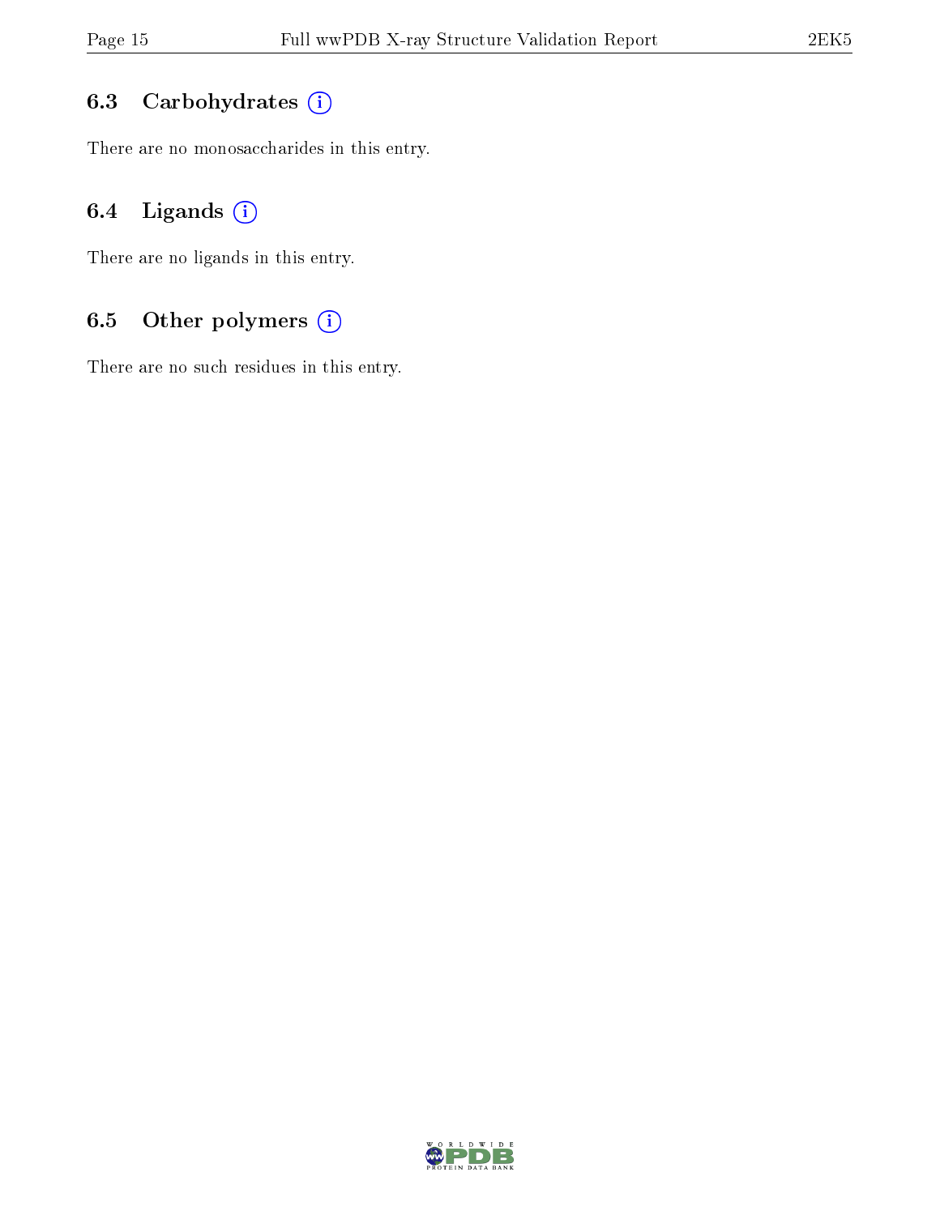### 6.3 Carbohydrates

There are no monosaccharides in this entry.

### 6.4 Ligands

There are no ligands in this entry.

### 6.5 Other polymers

There are no such residues in this entry.